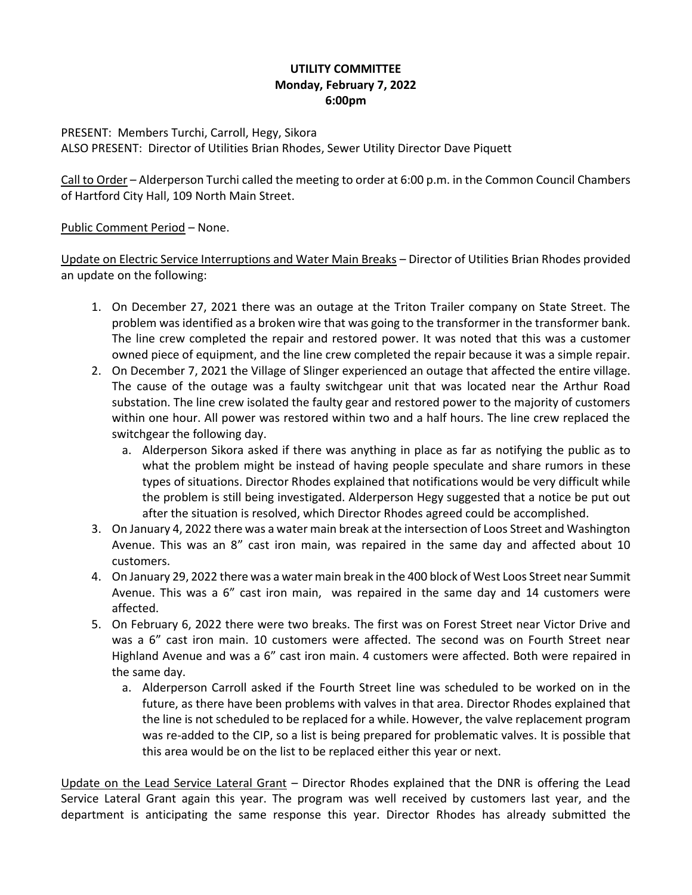**UTILITY COMMITTEE**
**Monday, February 7, 2022**
**6:00pm**

PRESENT: Members Turchi, Carroll, Hegy, Sikora
ALSO PRESENT: Director of Utilities Brian Rhodes, Sewer Utility Director Dave Piquett

<u>Call to Order</u> – Alderperson Turchi called the meeting to order at 6:00 p.m. in the Common Council Chambers of Hartford City Hall, 109 North Main Street.

<u>Public Comment Period</u> – None.

<u>Update on Electric Service Interruptions and Water Main Breaks</u> – Director of Utilities Brian Rhodes provided an update on the following:

1. On December 27, 2021 there was an outage at the Triton Trailer company on State Street. The problem was identified as a broken wire that was going to the transformer in the transformer bank. The line crew completed the repair and restored power. It was noted that this was a customer owned piece of equipment, and the line crew completed the repair because it was a simple repair.
2. On December 7, 2021 the Village of Slinger experienced an outage that affected the entire village. The cause of the outage was a faulty switchgear unit that was located near the Arthur Road substation. The line crew isolated the faulty gear and restored power to the majority of customers within one hour. All power was restored within two and a half hours. The line crew replaced the switchgear the following day.
   a. Alderperson Sikora asked if there was anything in place as far as notifying the public as to what the problem might be instead of having people speculate and share rumors in these types of situations. Director Rhodes explained that notifications would be very difficult while the problem is still being investigated. Alderperson Hegy suggested that a notice be put out after the situation is resolved, which Director Rhodes agreed could be accomplished.
3. On January 4, 2022 there was a water main break at the intersection of Loos Street and Washington Avenue. This was an 8" cast iron main, was repaired in the same day and affected about 10 customers.
4. On January 29, 2022 there was a water main break in the 400 block of West Loos Street near Summit Avenue. This was a 6" cast iron main, was repaired in the same day and 14 customers were affected.
5. On February 6, 2022 there were two breaks. The first was on Forest Street near Victor Drive and was a 6" cast iron main. 10 customers were affected. The second was on Fourth Street near Highland Avenue and was a 6" cast iron main. 4 customers were affected. Both were repaired in the same day.
   a. Alderperson Carroll asked if the Fourth Street line was scheduled to be worked on in the future, as there have been problems with valves in that area. Director Rhodes explained that the line is not scheduled to be replaced for a while. However, the valve replacement program was re-added to the CIP, so a list is being prepared for problematic valves. It is possible that this area would be on the list to be replaced either this year or next.

<u>Update on the Lead Service Lateral Grant</u> – Director Rhodes explained that the DNR is offering the Lead Service Lateral Grant again this year. The program was well received by customers last year, and the department is anticipating the same response this year. Director Rhodes has already submitted the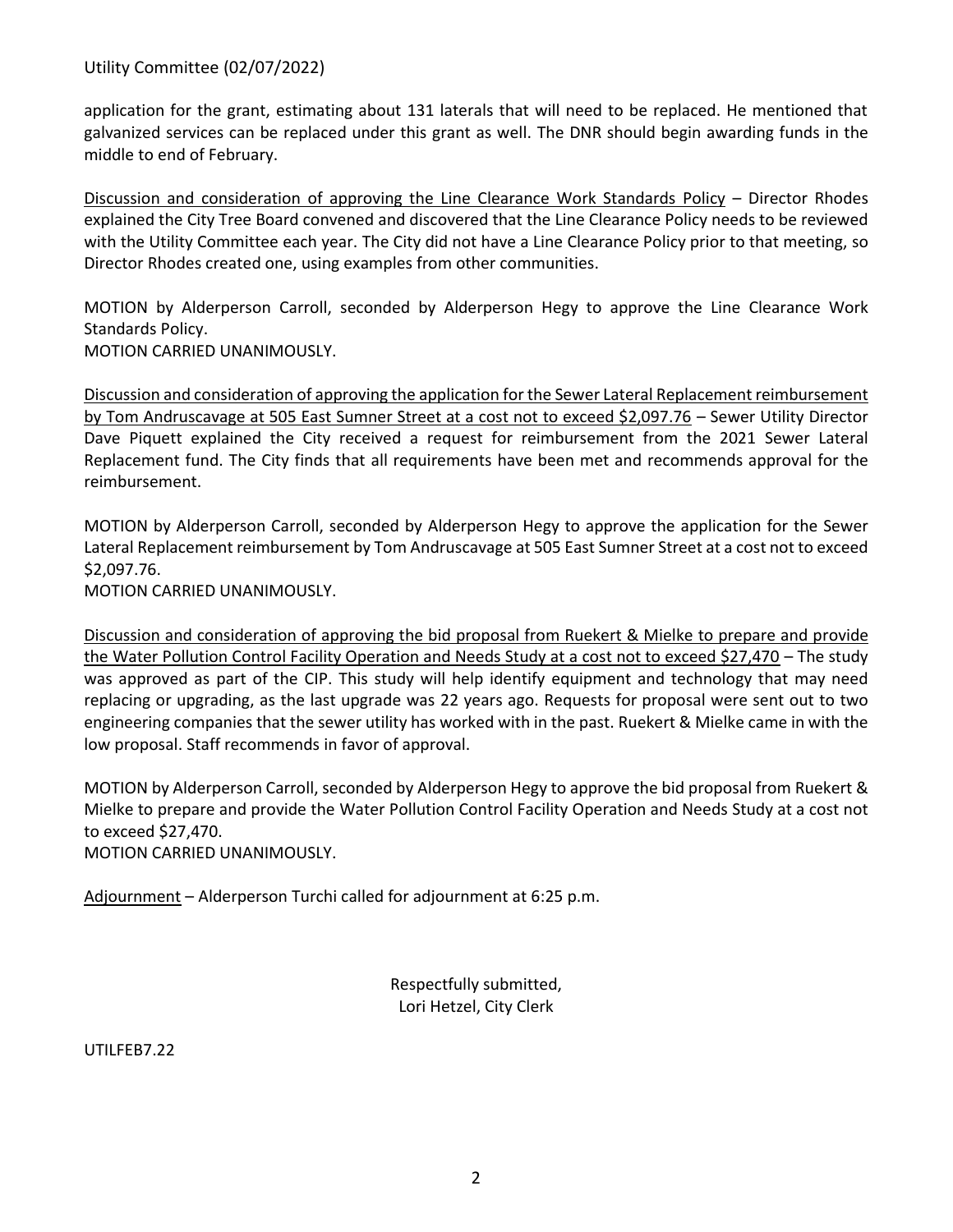application for the grant, estimating about 131 laterals that will need to be replaced. He mentioned that galvanized services can be replaced under this grant as well. The DNR should begin awarding funds in the middle to end of February.

<u>Discussion and consideration of approving the Line Clearance Work Standards Policy</u> – Director Rhodes explained the City Tree Board convened and discovered that the Line Clearance Policy needs to be reviewed with the Utility Committee each year. The City did not have a Line Clearance Policy prior to that meeting, so Director Rhodes created one, using examples from other communities.

MOTION by Alderperson Carroll, seconded by Alderperson Hegy to approve the Line Clearance Work Standards Policy.
MOTION CARRIED UNANIMOUSLY.

<u>Discussion and consideration of approving the application for the Sewer Lateral Replacement reimbursement by Tom Andruscavage at 505 East Sumner Street at a cost not to exceed $2,097.76</u> – Sewer Utility Director Dave Piquett explained the City received a request for reimbursement from the 2021 Sewer Lateral Replacement fund. The City finds that all requirements have been met and recommends approval for the reimbursement.

MOTION by Alderperson Carroll, seconded by Alderperson Hegy to approve the application for the Sewer Lateral Replacement reimbursement by Tom Andruscavage at 505 East Sumner Street at a cost not to exceed $2,097.76.
MOTION CARRIED UNANIMOUSLY.

<u>Discussion and consideration of approving the bid proposal from Ruekert & Mielke to prepare and provide the Water Pollution Control Facility Operation and Needs Study at a cost not to exceed $27,470</u> – The study was approved as part of the CIP. This study will help identify equipment and technology that may need replacing or upgrading, as the last upgrade was 22 years ago. Requests for proposal were sent out to two engineering companies that the sewer utility has worked with in the past. Ruekert & Mielke came in with the low proposal. Staff recommends in favor of approval.

MOTION by Alderperson Carroll, seconded by Alderperson Hegy to approve the bid proposal from Ruekert & Mielke to prepare and provide the Water Pollution Control Facility Operation and Needs Study at a cost not to exceed $27,470.
MOTION CARRIED UNANIMOUSLY.

<u>Adjournment</u> – Alderperson Turchi called for adjournment at 6:25 p.m.

Respectfully submitted,
Lori Hetzel, City Clerk

UTILFEB7.22